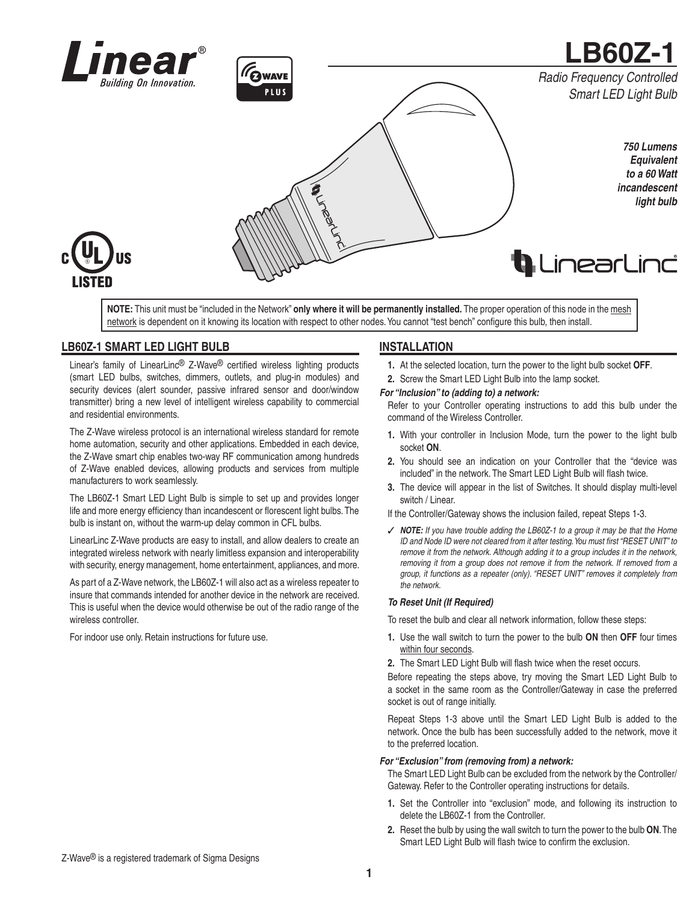# LB60Z-1

*Radio Frequency Controlled Smart LED Light Bulb*

***750 Lumens Equivalent to a 60 Watt incandescent light bulb***

**NOTE:** This unit must be "included in the Network" **only where it will be permanently installed.** The proper operation of this node in the mesh network is dependent on it knowing its location with respect to other nodes. You cannot "test bench" configure this bulb, then install.

## LB60Z-1 SMART LED LIGHT BULB

Linear's family of LinearLinc® Z-Wave® certified wireless lighting products (smart LED bulbs, switches, dimmers, outlets, and plug-in modules) and security devices (alert sounder, passive infrared sensor and door/window transmitter) bring a new level of intelligent wireless capability to commercial and residential environments.

The Z-Wave wireless protocol is an international wireless standard for remote home automation, security and other applications. Embedded in each device, the Z-Wave smart chip enables two-way RF communication among hundreds of Z-Wave enabled devices, allowing products and services from multiple manufacturers to work seamlessly.

The LB60Z-1 Smart LED Light Bulb is simple to set up and provides longer life and more energy efficiency than incandescent or florescent light bulbs. The bulb is instant on, without the warm-up delay common in CFL bulbs.

LinearLinc Z-Wave products are easy to install, and allow dealers to create an integrated wireless network with nearly limitless expansion and interoperability with security, energy management, home entertainment, appliances, and more.

As part of a Z-Wave network, the LB60Z-1 will also act as a wireless repeater to insure that commands intended for another device in the network are received. This is useful when the device would otherwise be out of the radio range of the wireless controller.

For indoor use only. Retain instructions for future use.

## INSTALLATION

1. At the selected location, turn the power to the light bulb socket **OFF**.
2. Screw the Smart LED Light Bulb into the lamp socket.

***For "Inclusion" to (adding to) a network:***

Refer to your Controller operating instructions to add this bulb under the command of the Wireless Controller.

1. With your controller in Inclusion Mode, turn the power to the light bulb socket **ON**.
2. You should see an indication on your Controller that the "device was included" in the network. The Smart LED Light Bulb will flash twice.
3. The device will appear in the list of Switches. It should display multi-level switch / Linear.

If the Controller/Gateway shows the inclusion failed, repeat Steps 1-3.

✓ ***NOTE:*** *If you have trouble adding the LB60Z-1 to a group it may be that the Home ID and Node ID were not cleared from it after testing. You must first "RESET UNIT" to remove it from the network. Although adding it to a group includes it in the network, removing it from a group does not remove it from the network. If removed from a group, it functions as a repeater (only). "RESET UNIT" removes it completely from the network.*

***To Reset Unit (If Required)***

To reset the bulb and clear all network information, follow these steps:

1. Use the wall switch to turn the power to the bulb **ON** then **OFF** four times within four seconds.
2. The Smart LED Light Bulb will flash twice when the reset occurs.

Before repeating the steps above, try moving the Smart LED Light Bulb to a socket in the same room as the Controller/Gateway in case the preferred socket is out of range initially.

Repeat Steps 1-3 above until the Smart LED Light Bulb is added to the network. Once the bulb has been successfully added to the network, move it to the preferred location.

***For "Exclusion" from (removing from) a network:***

The Smart LED Light Bulb can be excluded from the network by the Controller/Gateway. Refer to the Controller operating instructions for details.

1. Set the Controller into "exclusion" mode, and following its instruction to delete the LB60Z-1 from the Controller.
2. Reset the bulb by using the wall switch to turn the power to the bulb **ON**. The Smart LED Light Bulb will flash twice to confirm the exclusion.

Z-Wave® is a registered trademark of Sigma Designs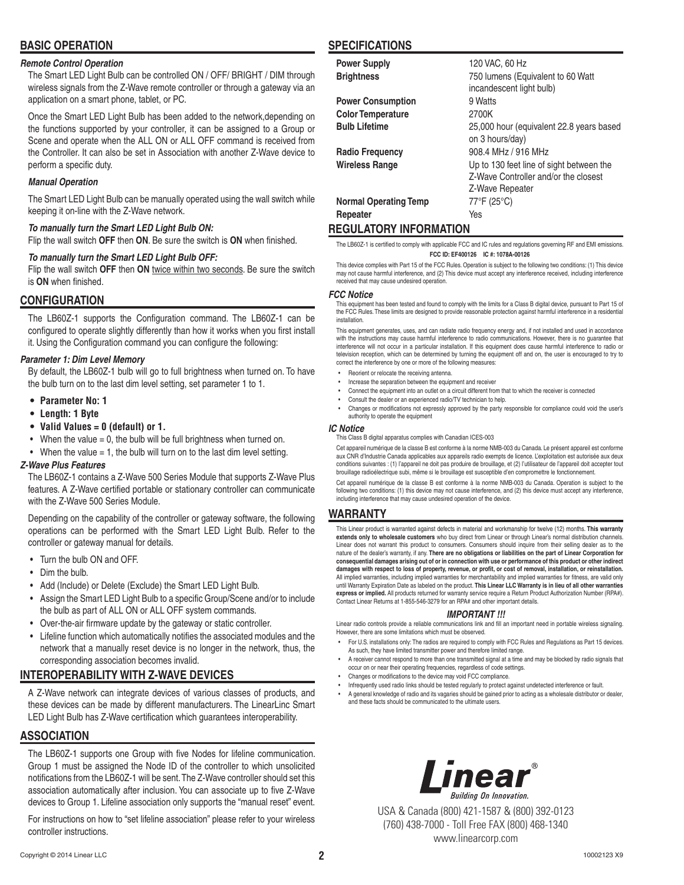## BASIC OPERATION

***Remote Control Operation***

The Smart LED Light Bulb can be controlled ON / OFF/ BRIGHT / DIM through wireless signals from the Z-Wave remote controller or through a gateway via an application on a smart phone, tablet, or PC.

Once the Smart LED Light Bulb has been added to the network,depending on the functions supported by your controller, it can be assigned to a Group or Scene and operate when the ALL ON or ALL OFF command is received from the Controller. It can also be set in Association with another Z-Wave device to perform a specific duty.

***Manual Operation***

The Smart LED Light Bulb can be manually operated using the wall switch while keeping it on-line with the Z-Wave network.

***To manually turn the Smart LED Light Bulb ON:***

Flip the wall switch **OFF** then **ON**. Be sure the switch is **ON** when finished.

***To manually turn the Smart LED Light Bulb OFF:***

Flip the wall switch **OFF** then **ON** <u>twice within two seconds</u>. Be sure the switch is **ON** when finished.

## CONFIGURATION

The LB60Z-1 supports the Configuration command. The LB60Z-1 can be configured to operate slightly differently than how it works when you first install it. Using the Configuration command you can configure the following:

***Parameter 1: Dim Level Memory***

By default, the LB60Z-1 bulb will go to full brightness when turned on. To have the bulb turn on to the last dim level setting, set parameter 1 to 1.

- **Parameter No: 1**
- **Length: 1 Byte**
- **Valid Values = 0 (default) or 1.**
- When the value = 0, the bulb will be full brightness when turned on.
- When the value = 1, the bulb will turn on to the last dim level setting.

***Z-Wave Plus Features***

The LB60Z-1 contains a Z-Wave 500 Series Module that supports Z-Wave Plus features. A Z-Wave certified portable or stationary controller can communicate with the Z-Wave 500 Series Module.

Depending on the capability of the controller or gateway software, the following operations can be performed with the Smart LED Light Bulb. Refer to the controller or gateway manual for details.

- Turn the bulb ON and OFF.
- Dim the bulb.
- Add (Include) or Delete (Exclude) the Smart LED Light Bulb.
- Assign the Smart LED Light Bulb to a specific Group/Scene and/or to include the bulb as part of ALL ON or ALL OFF system commands.
- Over-the-air firmware update by the gateway or static controller.
- Lifeline function which automatically notifies the associated modules and the network that a manually reset device is no longer in the network, thus, the corresponding association becomes invalid.

## INTEROPERABILITY WITH Z-WAVE DEVICES

A Z-Wave network can integrate devices of various classes of products, and these devices can be made by different manufacturers. The LinearLinc Smart LED Light Bulb has Z-Wave certification which guarantees interoperability.

## ASSOCIATION

The LB60Z-1 supports one Group with five Nodes for lifeline communication. Group 1 must be assigned the Node ID of the controller to which unsolicited notifications from the LB60Z-1 will be sent. The Z-Wave controller should set this association automatically after inclusion. You can associate up to five Z-Wave devices to Group 1. Lifeline association only supports the "manual reset" event.

For instructions on how to "set lifeline association" please refer to your wireless controller instructions.

## SPECIFICATIONS

| | |
|---|---|
| **Power Supply** | 120 VAC, 60 Hz |
| **Brightness** | 750 lumens (Equivalent to 60 Watt incandescent light bulb) |
| **Power Consumption** | 9 Watts |
| **Color Temperature** | 2700K |
| **Bulb Lifetime** | 25,000 hour (equivalent 22.8 years based on 3 hours/day) |
| **Radio Frequency** | 908.4 MHz / 916 MHz |
| **Wireless Range** | Up to 130 feet line of sight between the Z-Wave Controller and/or the closest Z-Wave Repeater |
| **Normal Operating Temp** | 77°F (25°C) |
| **Repeater** | Yes |

## REGULATORY INFORMATION

The LB60Z-1 is certified to comply with applicable FCC and IC rules and regulations governing RF and EMI emissions.

**FCC ID: EF400126 IC #: 1078A-00126**

This device complies with Part 15 of the FCC Rules. Operation is subject to the following two conditions: (1) This device may not cause harmful interference, and (2) This device must accept any interference received, including interference received that may cause undesired operation.

***FCC Notice***

This equipment has been tested and found to comply with the limits for a Class B digital device, pursuant to Part 15 of the FCC Rules. These limits are designed to provide reasonable protection against harmful interference in a residential installation.

This equipment generates, uses, and can radiate radio frequency energy and, if not installed and used in accordance with the instructions may cause harmful interference to radio communications. However, there is no guarantee that interference will not occur in a particular installation. If this equipment does cause harmful interference to radio or television reception, which can be determined by turning the equipment off and on, the user is encouraged to try to correct the interference by one or more of the following measures:

- Reorient or relocate the receiving antenna.
- Increase the separation between the equipment and receiver
- Connect the equipment into an outlet on a circuit different from that to which the receiver is connected
- Consult the dealer or an experienced radio/TV technician to help.
- Changes or modifications not expressly approved by the party responsible for compliance could void the user's authority to operate the equipment

***IC Notice***

This Class B digital apparatus complies with Canadian ICES-003

Cet appareil numérique de la classe B est conforme à la norme NMB-003 du Canada. Le présent appareil est conforme aux CNR d'Industrie Canada applicables aux appareils radio exempts de licence. L'exploitation est autorisée aux deux conditions suivantes : (1) l'appareil ne doit pas produire de brouillage, et (2) l'utilisateur de l'appareil doit accepter tout brouillage radioélectrique subi, même si le brouillage est susceptible d'en compromettre le fonctionnement.

Cet appareil numérique de la classe B est conforme à la norme NMB-003 du Canada. Operation is subject to the following two conditions: (1) this device may not cause interference, and (2) this device must accept any interference, including interference that may cause undesired operation of the device.

## WARRANTY

This Linear product is warranted against defects in material and workmanship for twelve (12) months. **This warranty extends only to wholesale customers** who buy direct from Linear or through Linear's normal distribution channels. Linear does not warrant this product to consumers. Consumers should inquire from their selling dealer as to the nature of the dealer's warranty, if any. **There are no obligations or liabilities on the part of Linear Corporation for consequential damages arising out of or in connection with use or performance of this product or other indirect damages with respect to loss of property, revenue, or profit, or cost of removal, installation, or reinstallation.** All implied warranties, including implied warranties for merchantability and implied warranties for fitness, are valid only until Warranty Expiration Date as labeled on the product. **This Linear LLC Warranty is in lieu of all other warranties express or implied.** All products returned for warranty service require a Return Product Authorization Number (RPA#). Contact Linear Returns at 1-855-546-3279 for an RPA# and other important details.

***IMPORTANT !!!***

Linear radio controls provide a reliable communications link and fill an important need in portable wireless signaling. However, there are some limitations which must be observed.

- For U.S. installations only: The radios are required to comply with FCC Rules and Regulations as Part 15 devices. As such, they have limited transmitter power and therefore limited range.
- A receiver cannot respond to more than one transmitted signal at a time and may be blocked by radio signals that occur on or near their operating frequencies, regardless of code settings.
- Changes or modifications to the device may void FCC compliance.
- Infrequently used radio links should be tested regularly to protect against undetected interference or fault.
- A general knowledge of radio and its vagaries should be gained prior to acting as a wholesale distributor or dealer, and these facts should be communicated to the ultimate users.

Linear®
Building On Innovation.

USA & Canada (800) 421-1587 & (800) 392-0123
(760) 438-7000 - Toll Free FAX (800) 468-1340
www.linearcorp.com

Copyright © 2014 Linear LLC

10002123 X9